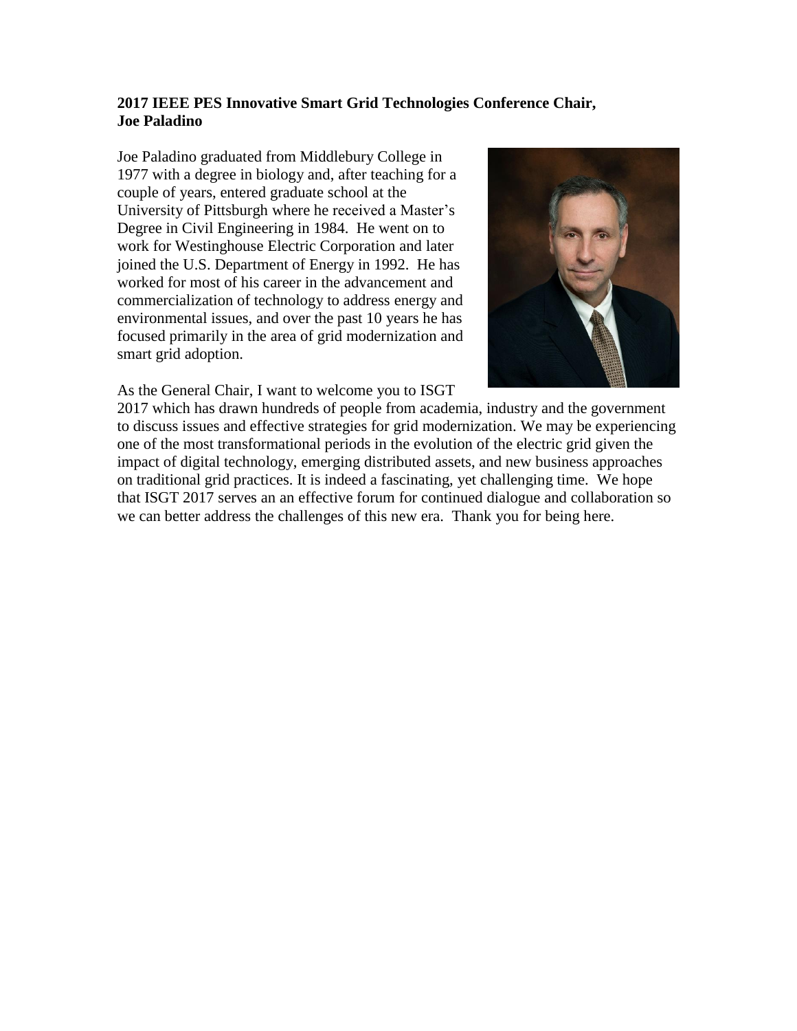**2017 IEEE PES Innovative Smart Grid Technologies Conference Chair, Joe Paladino**

Joe Paladino graduated from Middlebury College in 1977 with a degree in biology and, after teaching for a couple of years, entered graduate school at the University of Pittsburgh where he received a Master's Degree in Civil Engineering in 1984. He went on to work for Westinghouse Electric Corporation and later joined the U.S. Department of Energy in 1992. He has worked for most of his career in the advancement and commercialization of technology to address energy and environmental issues, and over the past 10 years he has focused primarily in the area of grid modernization and smart grid adoption.

As the General Chair, I want to welcome you to ISGT 2017 which has drawn hundreds of people from academia, industry and the government to discuss issues and effective strategies for grid modernization. We may be experiencing one of the most transformational periods in the evolution of the electric grid given the impact of digital technology, emerging distributed assets, and new business approaches on traditional grid practices. It is indeed a fascinating, yet challenging time. We hope that ISGT 2017 serves an an effective forum for continued dialogue and collaboration so we can better address the challenges of this new era. Thank you for being here.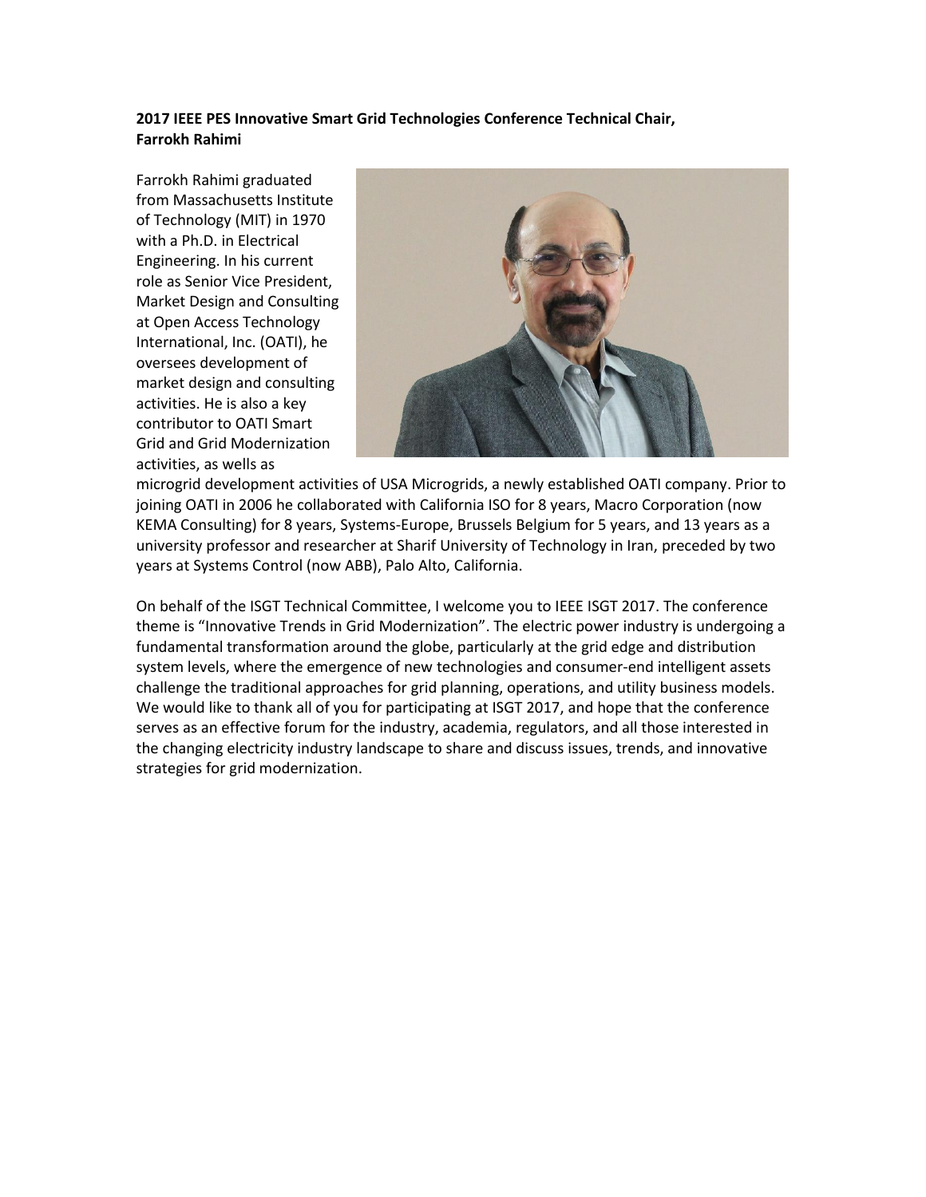**2017 IEEE PES Innovative Smart Grid Technologies Conference Technical Chair, Farrokh Rahimi**

Farrokh Rahimi graduated from Massachusetts Institute of Technology (MIT) in 1970 with a Ph.D. in Electrical Engineering. In his current role as Senior Vice President, Market Design and Consulting at Open Access Technology International, Inc. (OATI), he oversees development of market design and consulting activities. He is also a key contributor to OATI Smart Grid and Grid Modernization activities, as wells as microgrid development activities of USA Microgrids, a newly established OATI company. Prior to joining OATI in 2006 he collaborated with California ISO for 8 years, Macro Corporation (now KEMA Consulting) for 8 years, Systems-Europe, Brussels Belgium for 5 years, and 13 years as a university professor and researcher at Sharif University of Technology in Iran, preceded by two years at Systems Control (now ABB), Palo Alto, California.

On behalf of the ISGT Technical Committee, I welcome you to IEEE ISGT 2017. The conference theme is "Innovative Trends in Grid Modernization". The electric power industry is undergoing a fundamental transformation around the globe, particularly at the grid edge and distribution system levels, where the emergence of new technologies and consumer-end intelligent assets challenge the traditional approaches for grid planning, operations, and utility business models. We would like to thank all of you for participating at ISGT 2017, and hope that the conference serves as an effective forum for the industry, academia, regulators, and all those interested in the changing electricity industry landscape to share and discuss issues, trends, and innovative strategies for grid modernization.